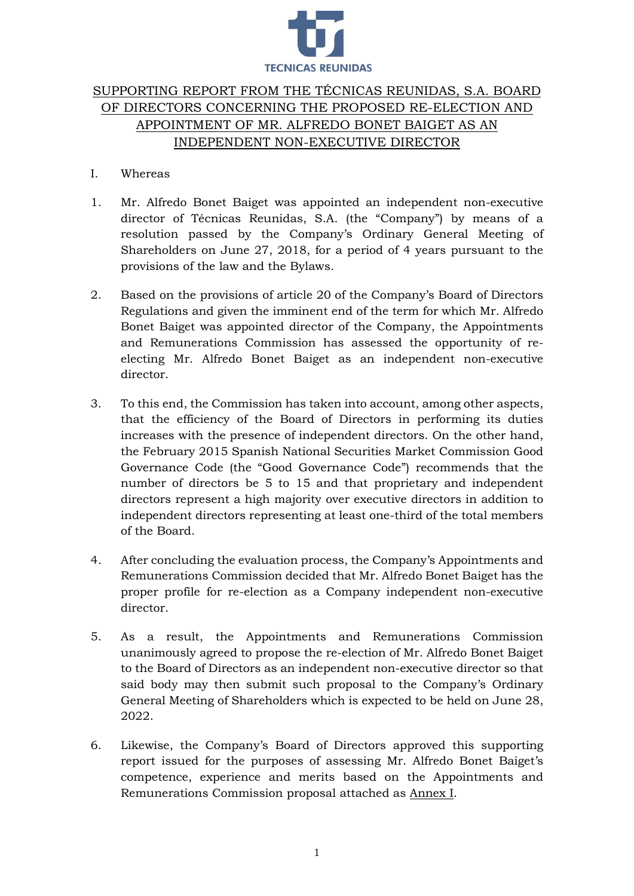# SUPPORTING REPORT FROM THE TÉCNICAS REUNIDAS, S.A. BOARD OF DIRECTORS CONCERNING THE PROPOSED RE-ELECTION AND APPOINTMENT OF MR. ALFREDO BONET BAIGET AS AN INDEPENDENT NON-EXECUTIVE DIRECTOR

I. Whereas

1. Mr. Alfredo Bonet Baiget was appointed an independent non-executive director of Técnicas Reunidas, S.A. (the "Company") by means of a resolution passed by the Company's Ordinary General Meeting of Shareholders on June 27, 2018, for a period of 4 years pursuant to the provisions of the law and the Bylaws.

2. Based on the provisions of article 20 of the Company's Board of Directors Regulations and given the imminent end of the term for which Mr. Alfredo Bonet Baiget was appointed director of the Company, the Appointments and Remunerations Commission has assessed the opportunity of re-electing Mr. Alfredo Bonet Baiget as an independent non-executive director.

3. To this end, the Commission has taken into account, among other aspects, that the efficiency of the Board of Directors in performing its duties increases with the presence of independent directors. On the other hand, the February 2015 Spanish National Securities Market Commission Good Governance Code (the "Good Governance Code") recommends that the number of directors be 5 to 15 and that proprietary and independent directors represent a high majority over executive directors in addition to independent directors representing at least one-third of the total members of the Board.

4. After concluding the evaluation process, the Company's Appointments and Remunerations Commission decided that Mr. Alfredo Bonet Baiget has the proper profile for re-election as a Company independent non-executive director.

5. As a result, the Appointments and Remunerations Commission unanimously agreed to propose the re-election of Mr. Alfredo Bonet Baiget to the Board of Directors as an independent non-executive director so that said body may then submit such proposal to the Company's Ordinary General Meeting of Shareholders which is expected to be held on June 28, 2022.

6. Likewise, the Company's Board of Directors approved this supporting report issued for the purposes of assessing Mr. Alfredo Bonet Baiget's competence, experience and merits based on the Appointments and Remunerations Commission proposal attached as Annex I.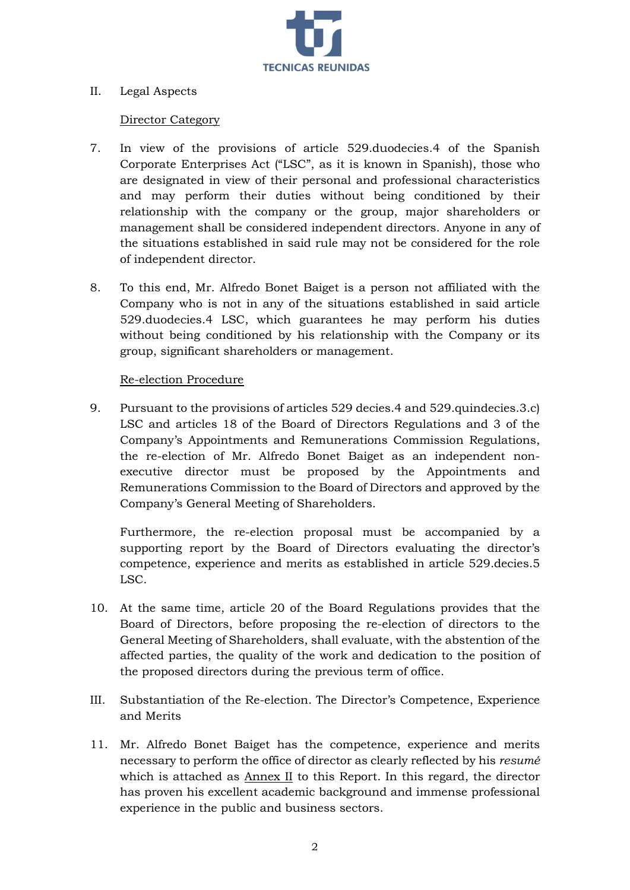II. Legal Aspects

Director Category

7. In view of the provisions of article 529.duodecies.4 of the Spanish Corporate Enterprises Act ("LSC", as it is known in Spanish), those who are designated in view of their personal and professional characteristics and may perform their duties without being conditioned by their relationship with the company or the group, major shareholders or management shall be considered independent directors. Anyone in any of the situations established in said rule may not be considered for the role of independent director.

8. To this end, Mr. Alfredo Bonet Baiget is a person not affiliated with the Company who is not in any of the situations established in said article 529.duodecies.4 LSC, which guarantees he may perform his duties without being conditioned by his relationship with the Company or its group, significant shareholders or management.

Re-election Procedure

9. Pursuant to the provisions of articles 529 decies.4 and 529.quindecies.3.c) LSC and articles 18 of the Board of Directors Regulations and 3 of the Company's Appointments and Remunerations Commission Regulations, the re-election of Mr. Alfredo Bonet Baiget as an independent non-executive director must be proposed by the Appointments and Remunerations Commission to the Board of Directors and approved by the Company's General Meeting of Shareholders.

   Furthermore, the re-election proposal must be accompanied by a supporting report by the Board of Directors evaluating the director's competence, experience and merits as established in article 529.decies.5 LSC.

10. At the same time, article 20 of the Board Regulations provides that the Board of Directors, before proposing the re-election of directors to the General Meeting of Shareholders, shall evaluate, with the abstention of the affected parties, the quality of the work and dedication to the position of the proposed directors during the previous term of office.

III. Substantiation of the Re-election. The Director's Competence, Experience and Merits

11. Mr. Alfredo Bonet Baiget has the competence, experience and merits necessary to perform the office of director as clearly reflected by his *resumé* which is attached as Annex II to this Report. In this regard, the director has proven his excellent academic background and immense professional experience in the public and business sectors.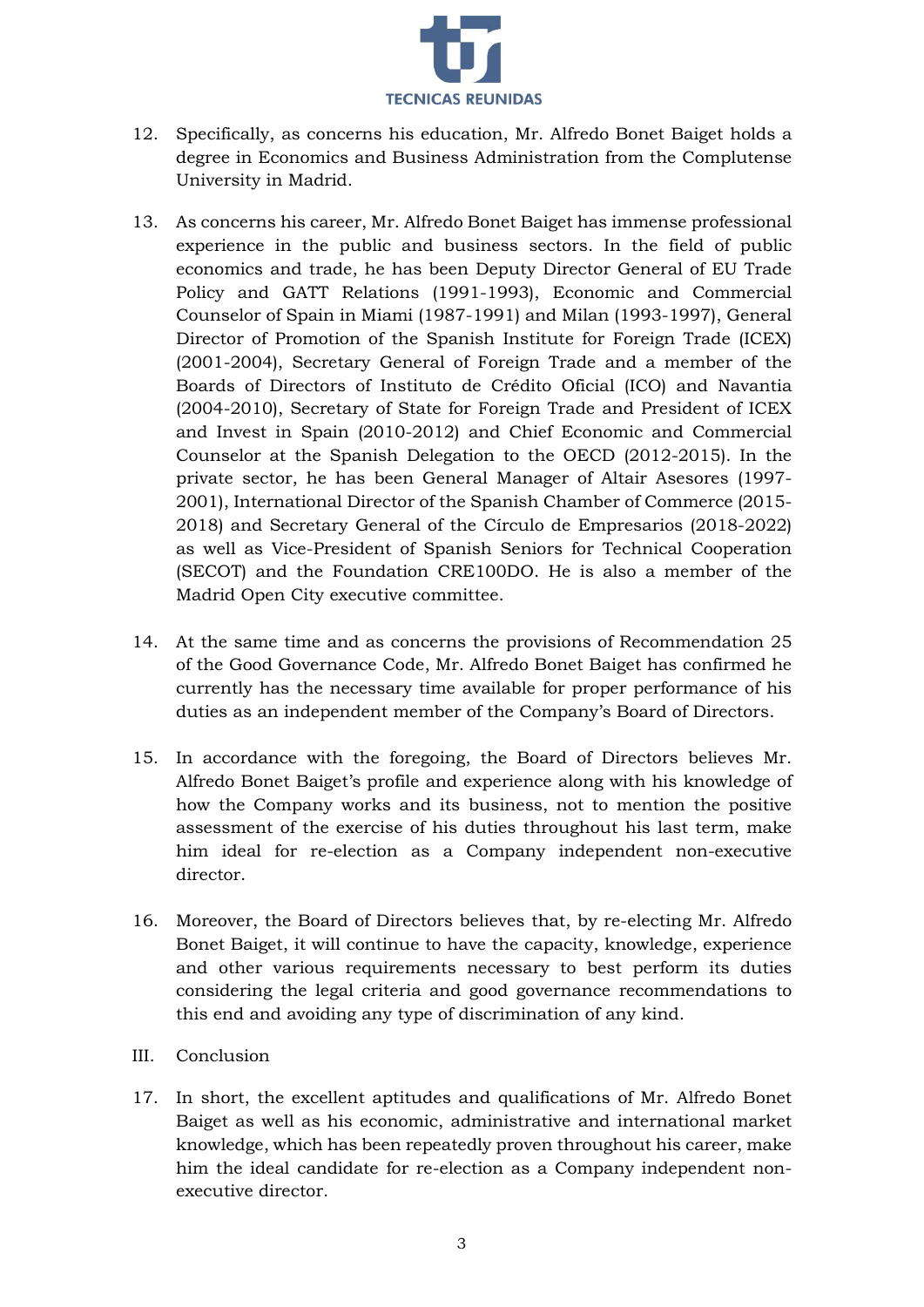12. Specifically, as concerns his education, Mr. Alfredo Bonet Baiget holds a degree in Economics and Business Administration from the Complutense University in Madrid.

13. As concerns his career, Mr. Alfredo Bonet Baiget has immense professional experience in the public and business sectors. In the field of public economics and trade, he has been Deputy Director General of EU Trade Policy and GATT Relations (1991-1993), Economic and Commercial Counselor of Spain in Miami (1987-1991) and Milan (1993-1997), General Director of Promotion of the Spanish Institute for Foreign Trade (ICEX) (2001-2004), Secretary General of Foreign Trade and a member of the Boards of Directors of Instituto de Crédito Oficial (ICO) and Navantia (2004-2010), Secretary of State for Foreign Trade and President of ICEX and Invest in Spain (2010-2012) and Chief Economic and Commercial Counselor at the Spanish Delegation to the OECD (2012-2015). In the private sector, he has been General Manager of Altair Asesores (1997-2001), International Director of the Spanish Chamber of Commerce (2015-2018) and Secretary General of the Círculo de Empresarios (2018-2022) as well as Vice-President of Spanish Seniors for Technical Cooperation (SECOT) and the Foundation CRE100DO. He is also a member of the Madrid Open City executive committee.

14. At the same time and as concerns the provisions of Recommendation 25 of the Good Governance Code, Mr. Alfredo Bonet Baiget has confirmed he currently has the necessary time available for proper performance of his duties as an independent member of the Company's Board of Directors.

15. In accordance with the foregoing, the Board of Directors believes Mr. Alfredo Bonet Baiget's profile and experience along with his knowledge of how the Company works and its business, not to mention the positive assessment of the exercise of his duties throughout his last term, make him ideal for re-election as a Company independent non-executive director.

16. Moreover, the Board of Directors believes that, by re-electing Mr. Alfredo Bonet Baiget, it will continue to have the capacity, knowledge, experience and other various requirements necessary to best perform its duties considering the legal criteria and good governance recommendations to this end and avoiding any type of discrimination of any kind.

## III. Conclusion

17. In short, the excellent aptitudes and qualifications of Mr. Alfredo Bonet Baiget as well as his economic, administrative and international market knowledge, which has been repeatedly proven throughout his career, make him the ideal candidate for re-election as a Company independent non-executive director.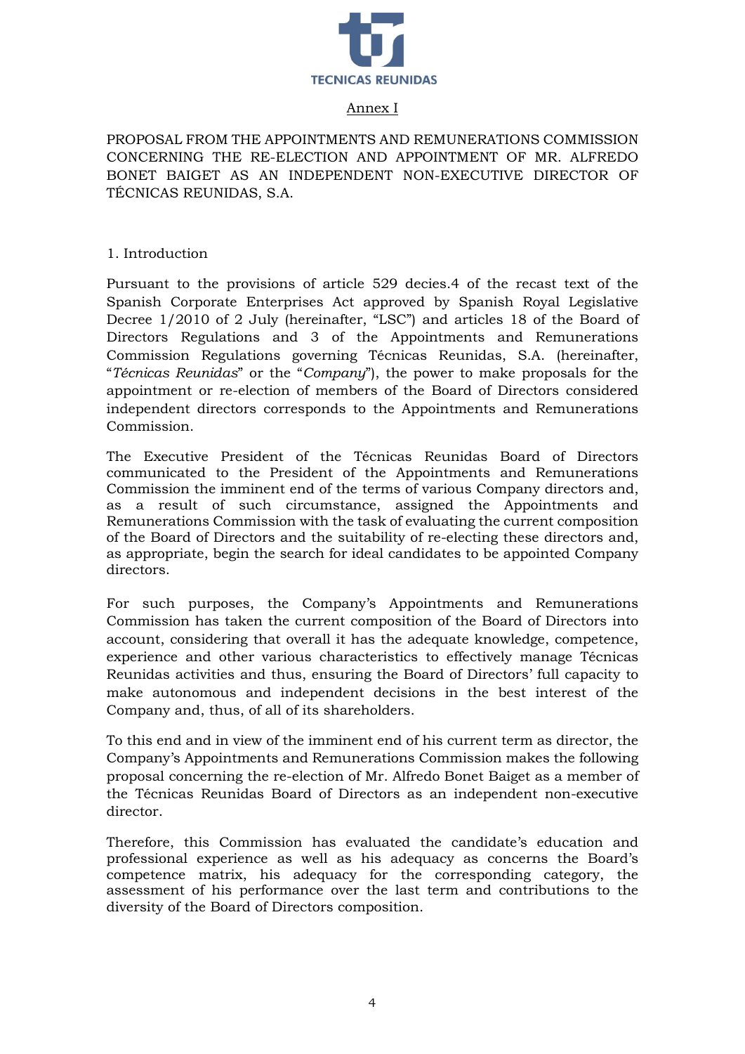Annex I

PROPOSAL FROM THE APPOINTMENTS AND REMUNERATIONS COMMISSION CONCERNING THE RE-ELECTION AND APPOINTMENT OF MR. ALFREDO BONET BAIGET AS AN INDEPENDENT NON-EXECUTIVE DIRECTOR OF TÉCNICAS REUNIDAS, S.A.

## 1. Introduction

Pursuant to the provisions of article 529 decies.4 of the recast text of the Spanish Corporate Enterprises Act approved by Spanish Royal Legislative Decree 1/2010 of 2 July (hereinafter, "LSC") and articles 18 of the Board of Directors Regulations and 3 of the Appointments and Remunerations Commission Regulations governing Técnicas Reunidas, S.A. (hereinafter, "*Técnicas Reunidas*" or the "*Company*"), the power to make proposals for the appointment or re-election of members of the Board of Directors considered independent directors corresponds to the Appointments and Remunerations Commission.

The Executive President of the Técnicas Reunidas Board of Directors communicated to the President of the Appointments and Remunerations Commission the imminent end of the terms of various Company directors and, as a result of such circumstance, assigned the Appointments and Remunerations Commission with the task of evaluating the current composition of the Board of Directors and the suitability of re-electing these directors and, as appropriate, begin the search for ideal candidates to be appointed Company directors.

For such purposes, the Company's Appointments and Remunerations Commission has taken the current composition of the Board of Directors into account, considering that overall it has the adequate knowledge, competence, experience and other various characteristics to effectively manage Técnicas Reunidas activities and thus, ensuring the Board of Directors' full capacity to make autonomous and independent decisions in the best interest of the Company and, thus, of all of its shareholders.

To this end and in view of the imminent end of his current term as director, the Company's Appointments and Remunerations Commission makes the following proposal concerning the re-election of Mr. Alfredo Bonet Baiget as a member of the Técnicas Reunidas Board of Directors as an independent non-executive director.

Therefore, this Commission has evaluated the candidate's education and professional experience as well as his adequacy as concerns the Board's competence matrix, his adequacy for the corresponding category, the assessment of his performance over the last term and contributions to the diversity of the Board of Directors composition.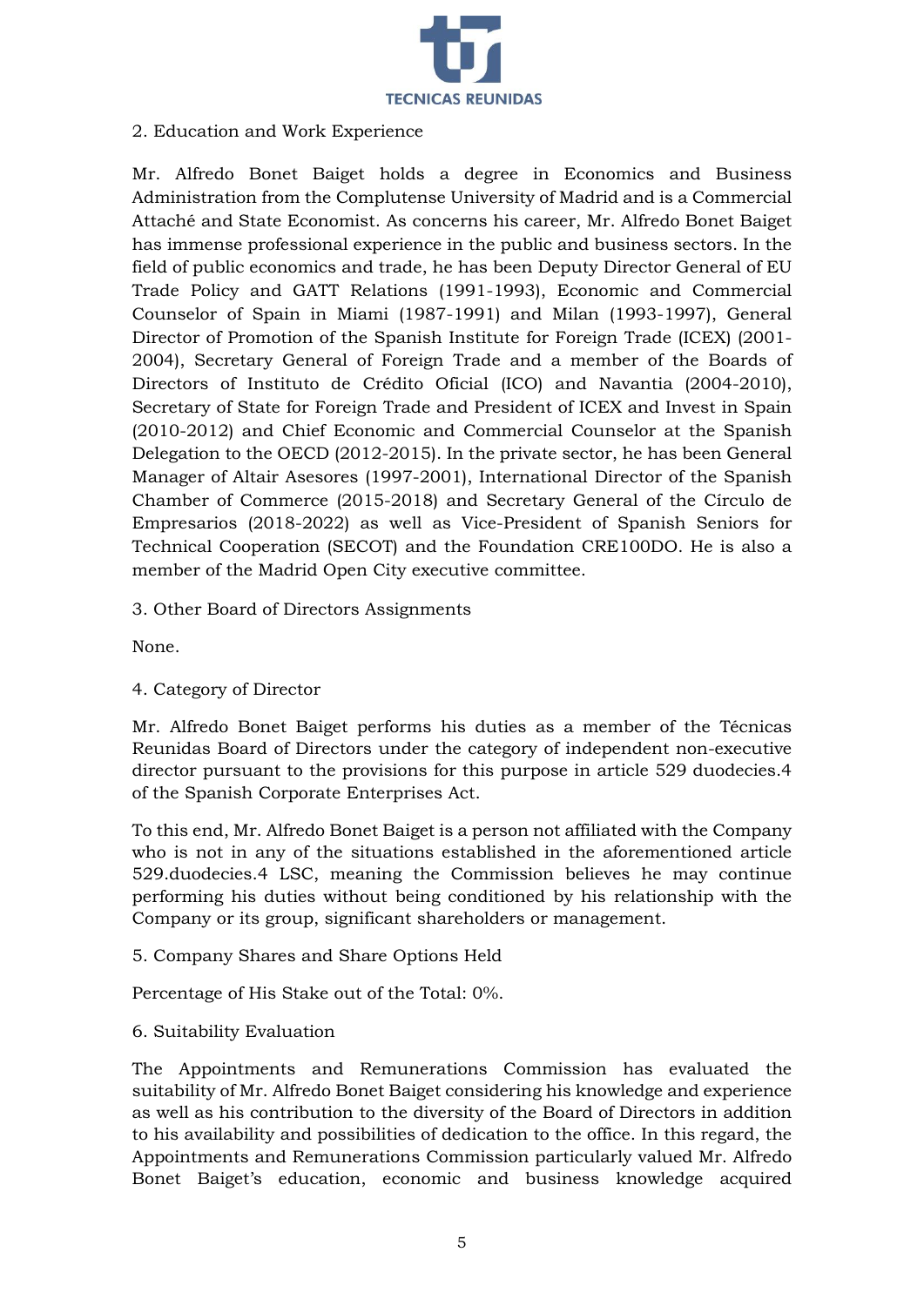2. Education and Work Experience

Mr. Alfredo Bonet Baiget holds a degree in Economics and Business Administration from the Complutense University of Madrid and is a Commercial Attaché and State Economist. As concerns his career, Mr. Alfredo Bonet Baiget has immense professional experience in the public and business sectors. In the field of public economics and trade, he has been Deputy Director General of EU Trade Policy and GATT Relations (1991-1993), Economic and Commercial Counselor of Spain in Miami (1987-1991) and Milan (1993-1997), General Director of Promotion of the Spanish Institute for Foreign Trade (ICEX) (2001-2004), Secretary General of Foreign Trade and a member of the Boards of Directors of Instituto de Crédito Oficial (ICO) and Navantia (2004-2010), Secretary of State for Foreign Trade and President of ICEX and Invest in Spain (2010-2012) and Chief Economic and Commercial Counselor at the Spanish Delegation to the OECD (2012-2015). In the private sector, he has been General Manager of Altair Asesores (1997-2001), International Director of the Spanish Chamber of Commerce (2015-2018) and Secretary General of the Círculo de Empresarios (2018-2022) as well as Vice-President of Spanish Seniors for Technical Cooperation (SECOT) and the Foundation CRE100DO. He is also a member of the Madrid Open City executive committee.

3. Other Board of Directors Assignments

None.

4. Category of Director

Mr. Alfredo Bonet Baiget performs his duties as a member of the Técnicas Reunidas Board of Directors under the category of independent non-executive director pursuant to the provisions for this purpose in article 529 duodecies.4 of the Spanish Corporate Enterprises Act.

To this end, Mr. Alfredo Bonet Baiget is a person not affiliated with the Company who is not in any of the situations established in the aforementioned article 529.duodecies.4 LSC, meaning the Commission believes he may continue performing his duties without being conditioned by his relationship with the Company or its group, significant shareholders or management.

5. Company Shares and Share Options Held

Percentage of His Stake out of the Total: 0%.

6. Suitability Evaluation

The Appointments and Remunerations Commission has evaluated the suitability of Mr. Alfredo Bonet Baiget considering his knowledge and experience as well as his contribution to the diversity of the Board of Directors in addition to his availability and possibilities of dedication to the office. In this regard, the Appointments and Remunerations Commission particularly valued Mr. Alfredo Bonet Baiget's education, economic and business knowledge acquired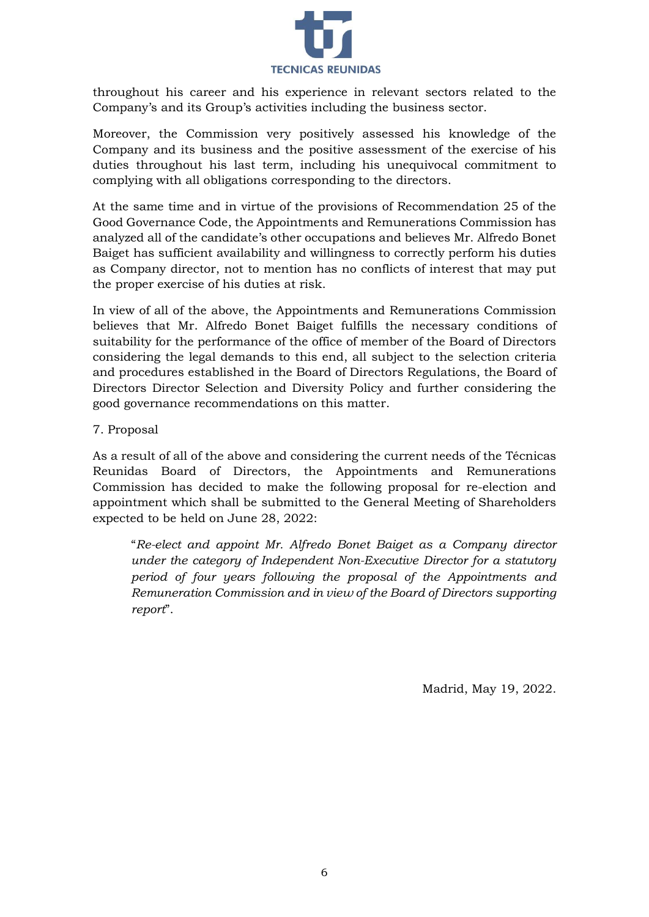throughout his career and his experience in relevant sectors related to the Company's and its Group's activities including the business sector.

Moreover, the Commission very positively assessed his knowledge of the Company and its business and the positive assessment of the exercise of his duties throughout his last term, including his unequivocal commitment to complying with all obligations corresponding to the directors.

At the same time and in virtue of the provisions of Recommendation 25 of the Good Governance Code, the Appointments and Remunerations Commission has analyzed all of the candidate's other occupations and believes Mr. Alfredo Bonet Baiget has sufficient availability and willingness to correctly perform his duties as Company director, not to mention has no conflicts of interest that may put the proper exercise of his duties at risk.

In view of all of the above, the Appointments and Remunerations Commission believes that Mr. Alfredo Bonet Baiget fulfills the necessary conditions of suitability for the performance of the office of member of the Board of Directors considering the legal demands to this end, all subject to the selection criteria and procedures established in the Board of Directors Regulations, the Board of Directors Director Selection and Diversity Policy and further considering the good governance recommendations on this matter.

7. Proposal

As a result of all of the above and considering the current needs of the Técnicas Reunidas Board of Directors, the Appointments and Remunerations Commission has decided to make the following proposal for re-election and appointment which shall be submitted to the General Meeting of Shareholders expected to be held on June 28, 2022:

> "*Re-elect and appoint Mr. Alfredo Bonet Baiget as a Company director under the category of Independent Non-Executive Director for a statutory period of four years following the proposal of the Appointments and Remuneration Commission and in view of the Board of Directors supporting report*".

Madrid, May 19, 2022.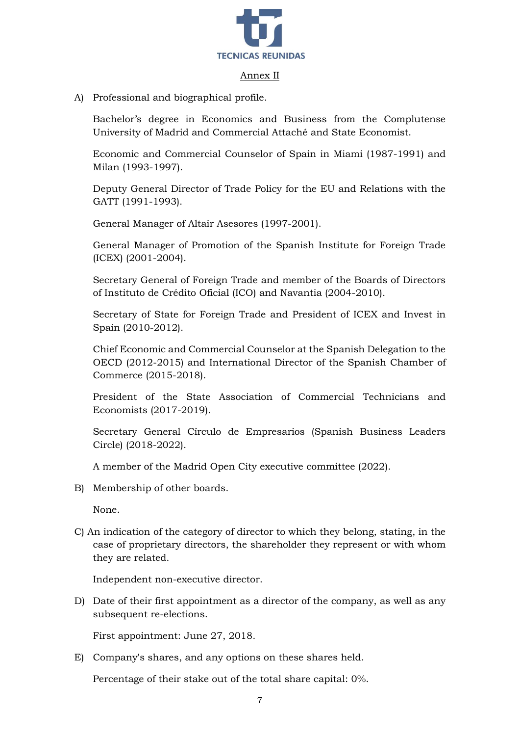## Annex II

A) Professional and biographical profile.

Bachelor's degree in Economics and Business from the Complutense University of Madrid and Commercial Attaché and State Economist.

Economic and Commercial Counselor of Spain in Miami (1987-1991) and Milan (1993-1997).

Deputy General Director of Trade Policy for the EU and Relations with the GATT (1991-1993).

General Manager of Altair Asesores (1997-2001).

General Manager of Promotion of the Spanish Institute for Foreign Trade (ICEX) (2001-2004).

Secretary General of Foreign Trade and member of the Boards of Directors of Instituto de Crédito Oficial (ICO) and Navantia (2004-2010).

Secretary of State for Foreign Trade and President of ICEX and Invest in Spain (2010-2012).

Chief Economic and Commercial Counselor at the Spanish Delegation to the OECD (2012-2015) and International Director of the Spanish Chamber of Commerce (2015-2018).

President of the State Association of Commercial Technicians and Economists (2017-2019).

Secretary General Círculo de Empresarios (Spanish Business Leaders Circle) (2018-2022).

A member of the Madrid Open City executive committee (2022).

B) Membership of other boards.

None.

C) An indication of the category of director to which they belong, stating, in the case of proprietary directors, the shareholder they represent or with whom they are related.

Independent non-executive director.

D) Date of their first appointment as a director of the company, as well as any subsequent re-elections.

First appointment: June 27, 2018.

E) Company's shares, and any options on these shares held.

Percentage of their stake out of the total share capital: 0%.